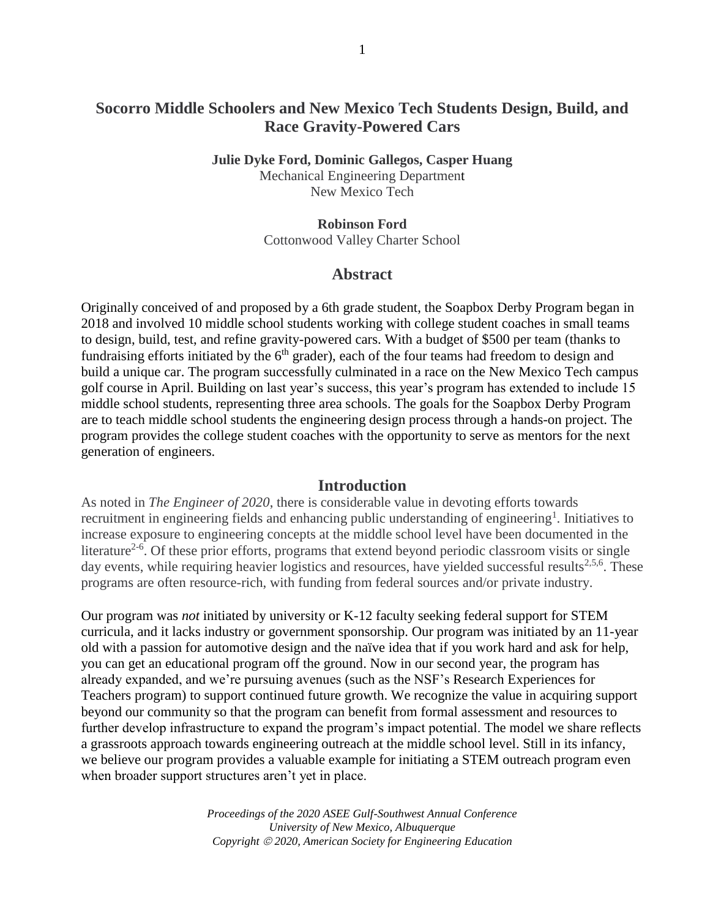# Socorro Middle Schoolers and New Mexico Tech Students Design, Build, and Race Gravity-Powered Cars

**Julie Dyke Ford, Dominic Gallegos, Casper Huang**
Mechanical Engineering Department
New Mexico Tech

**Robinson Ford**
Cottonwood Valley Charter School

## Abstract

Originally conceived of and proposed by a 6th grade student, the Soapbox Derby Program began in 2018 and involved 10 middle school students working with college student coaches in small teams to design, build, test, and refine gravity-powered cars. With a budget of $500 per team (thanks to fundraising efforts initiated by the 6th grader), each of the four teams had freedom to design and build a unique car. The program successfully culminated in a race on the New Mexico Tech campus golf course in April. Building on last year's success, this year's program has extended to include 15 middle school students, representing three area schools. The goals for the Soapbox Derby Program are to teach middle school students the engineering design process through a hands-on project. The program provides the college student coaches with the opportunity to serve as mentors for the next generation of engineers.

## Introduction

As noted in *The Engineer of 2020*, there is considerable value in devoting efforts towards recruitment in engineering fields and enhancing public understanding of engineering[1]. Initiatives to increase exposure to engineering concepts at the middle school level have been documented in the literature[2-6]. Of these prior efforts, programs that extend beyond periodic classroom visits or single day events, while requiring heavier logistics and resources, have yielded successful results[2,5,6]. These programs are often resource-rich, with funding from federal sources and/or private industry.

Our program was *not* initiated by university or K-12 faculty seeking federal support for STEM curricula, and it lacks industry or government sponsorship. Our program was initiated by an 11-year old with a passion for automotive design and the naïve idea that if you work hard and ask for help, you can get an educational program off the ground. Now in our second year, the program has already expanded, and we're pursuing avenues (such as the NSF's Research Experiences for Teachers program) to support continued future growth. We recognize the value in acquiring support beyond our community so that the program can benefit from formal assessment and resources to further develop infrastructure to expand the program's impact potential. The model we share reflects a grassroots approach towards engineering outreach at the middle school level. Still in its infancy, we believe our program provides a valuable example for initiating a STEM outreach program even when broader support structures aren't yet in place.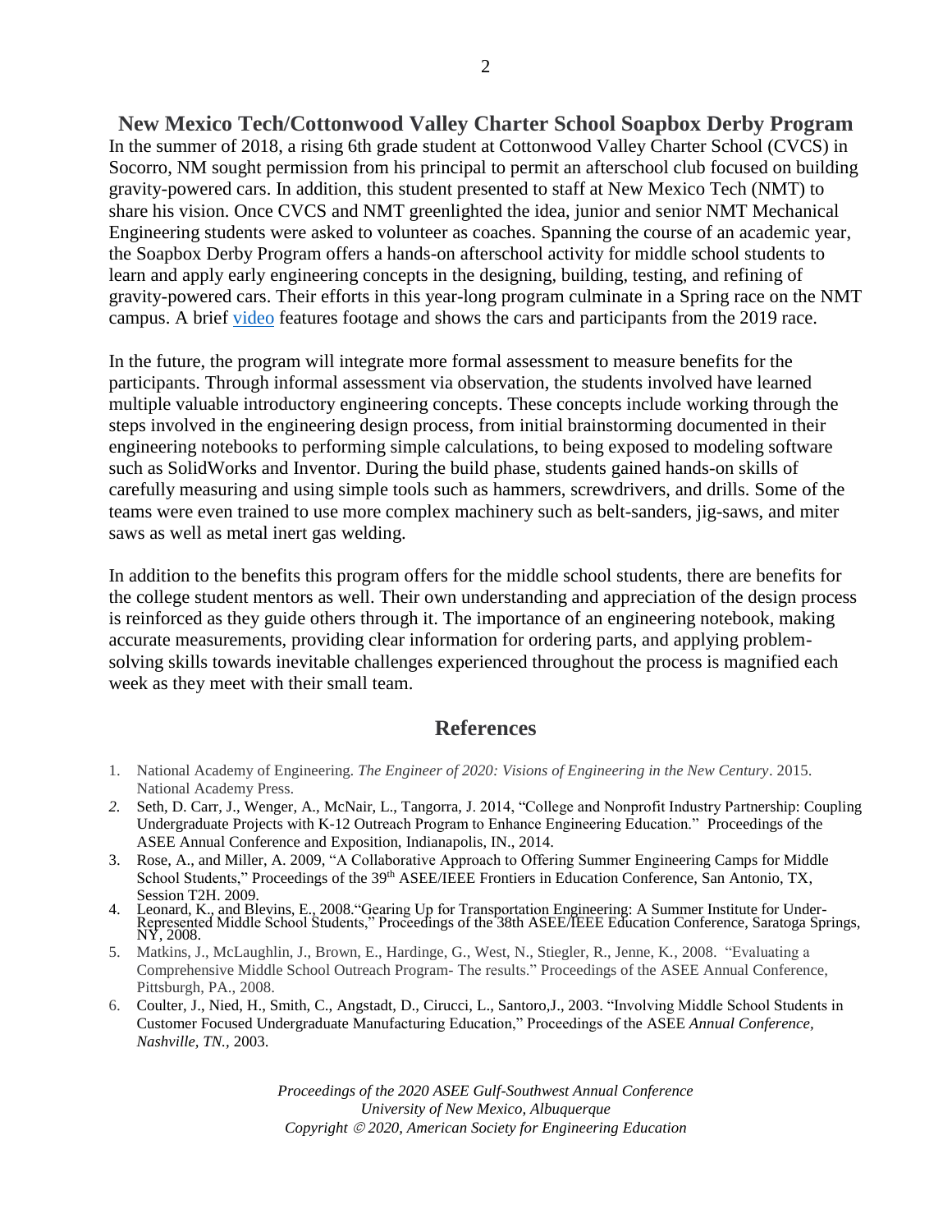## New Mexico Tech/Cottonwood Valley Charter School Soapbox Derby Program

In the summer of 2018, a rising 6th grade student at Cottonwood Valley Charter School (CVCS) in Socorro, NM sought permission from his principal to permit an afterschool club focused on building gravity-powered cars. In addition, this student presented to staff at New Mexico Tech (NMT) to share his vision. Once CVCS and NMT greenlighted the idea, junior and senior NMT Mechanical Engineering students were asked to volunteer as coaches. Spanning the course of an academic year, the Soapbox Derby Program offers a hands-on afterschool activity for middle school students to learn and apply early engineering concepts in the designing, building, testing, and refining of gravity-powered cars. Their efforts in this year-long program culminate in a Spring race on the NMT campus. A brief video features footage and shows the cars and participants from the 2019 race.

In the future, the program will integrate more formal assessment to measure benefits for the participants. Through informal assessment via observation, the students involved have learned multiple valuable introductory engineering concepts. These concepts include working through the steps involved in the engineering design process, from initial brainstorming documented in their engineering notebooks to performing simple calculations, to being exposed to modeling software such as SolidWorks and Inventor. During the build phase, students gained hands-on skills of carefully measuring and using simple tools such as hammers, screwdrivers, and drills. Some of the teams were even trained to use more complex machinery such as belt-sanders, jig-saws, and miter saws as well as metal inert gas welding.

In addition to the benefits this program offers for the middle school students, there are benefits for the college student mentors as well. Their own understanding and appreciation of the design process is reinforced as they guide others through it. The importance of an engineering notebook, making accurate measurements, providing clear information for ordering parts, and applying problem-solving skills towards inevitable challenges experienced throughout the process is magnified each week as they meet with their small team.

## References

1. National Academy of Engineering. *The Engineer of 2020: Visions of Engineering in the New Century*. 2015. National Academy Press.
2. Seth, D. Carr, J., Wenger, A., McNair, L., Tangorra, J. 2014, "College and Nonprofit Industry Partnership: Coupling Undergraduate Projects with K-12 Outreach Program to Enhance Engineering Education." Proceedings of the ASEE Annual Conference and Exposition, Indianapolis, IN., 2014.
3. Rose, A., and Miller, A. 2009, "A Collaborative Approach to Offering Summer Engineering Camps for Middle School Students," Proceedings of the 39th ASEE/IEEE Frontiers in Education Conference, San Antonio, TX, Session T2H. 2009.
4. Leonard, K., and Blevins, E., 2008."Gearing Up for Transportation Engineering: A Summer Institute for Under-Represented Middle School Students," Proceedings of the 38th ASEE/IEEE Education Conference, Saratoga Springs, NY, 2008.
5. Matkins, J., McLaughlin, J., Brown, E., Hardinge, G., West, N., Stiegler, R., Jenne, K., 2008. "Evaluating a Comprehensive Middle School Outreach Program- The results." Proceedings of the ASEE Annual Conference, Pittsburgh, PA., 2008.
6. Coulter, J., Nied, H., Smith, C., Angstadt, D., Cirucci, L., Santoro,J., 2003. "Involving Middle School Students in Customer Focused Undergraduate Manufacturing Education," Proceedings of the ASEE *Annual Conference, Nashville, TN.*, 2003.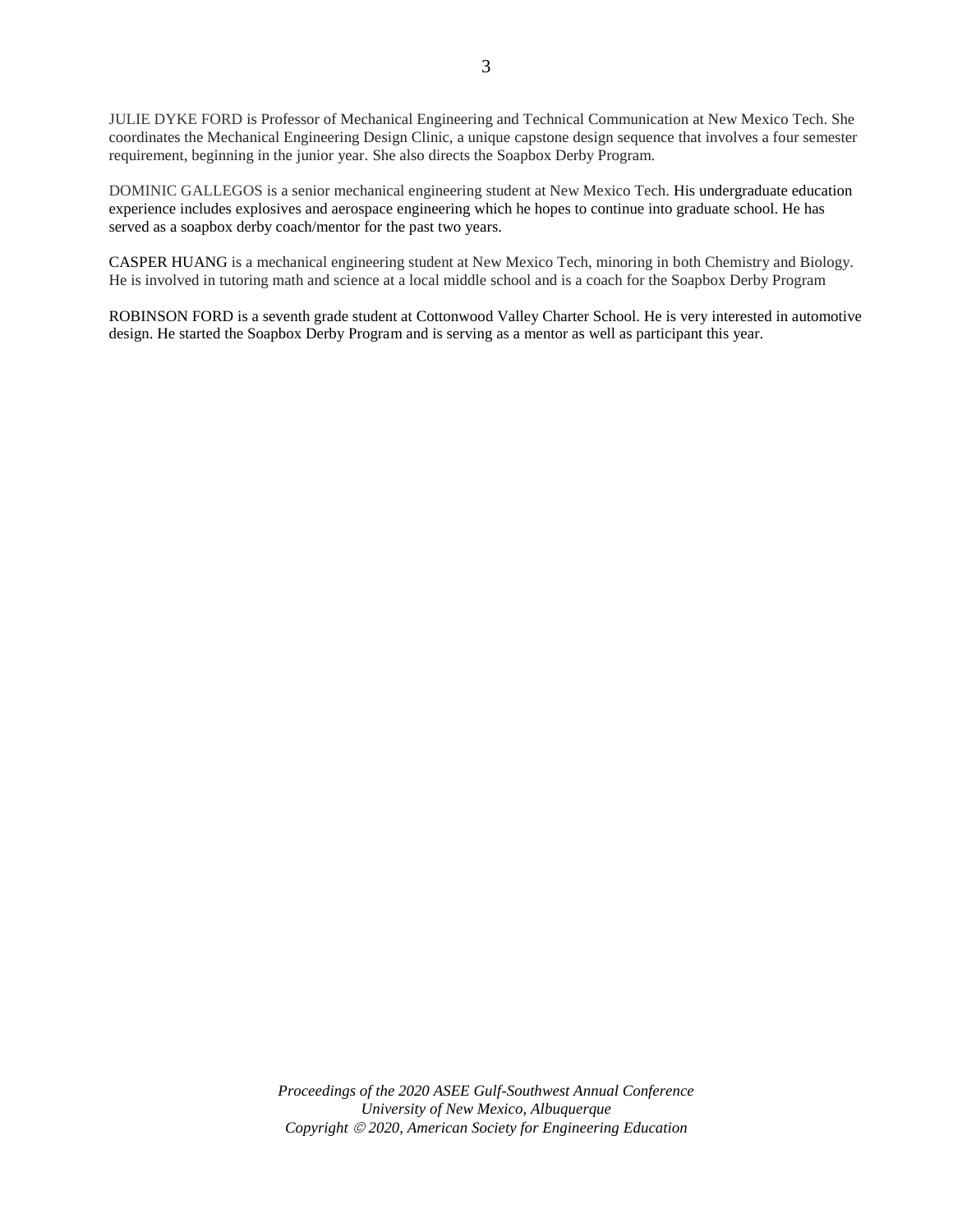JULIE DYKE FORD is Professor of Mechanical Engineering and Technical Communication at New Mexico Tech. She coordinates the Mechanical Engineering Design Clinic, a unique capstone design sequence that involves a four semester requirement, beginning in the junior year. She also directs the Soapbox Derby Program.

DOMINIC GALLEGOS is a senior mechanical engineering student at New Mexico Tech. His undergraduate education experience includes explosives and aerospace engineering which he hopes to continue into graduate school. He has served as a soapbox derby coach/mentor for the past two years.

CASPER HUANG is a mechanical engineering student at New Mexico Tech, minoring in both Chemistry and Biology. He is involved in tutoring math and science at a local middle school and is a coach for the Soapbox Derby Program

ROBINSON FORD is a seventh grade student at Cottonwood Valley Charter School. He is very interested in automotive design. He started the Soapbox Derby Program and is serving as a mentor as well as participant this year.